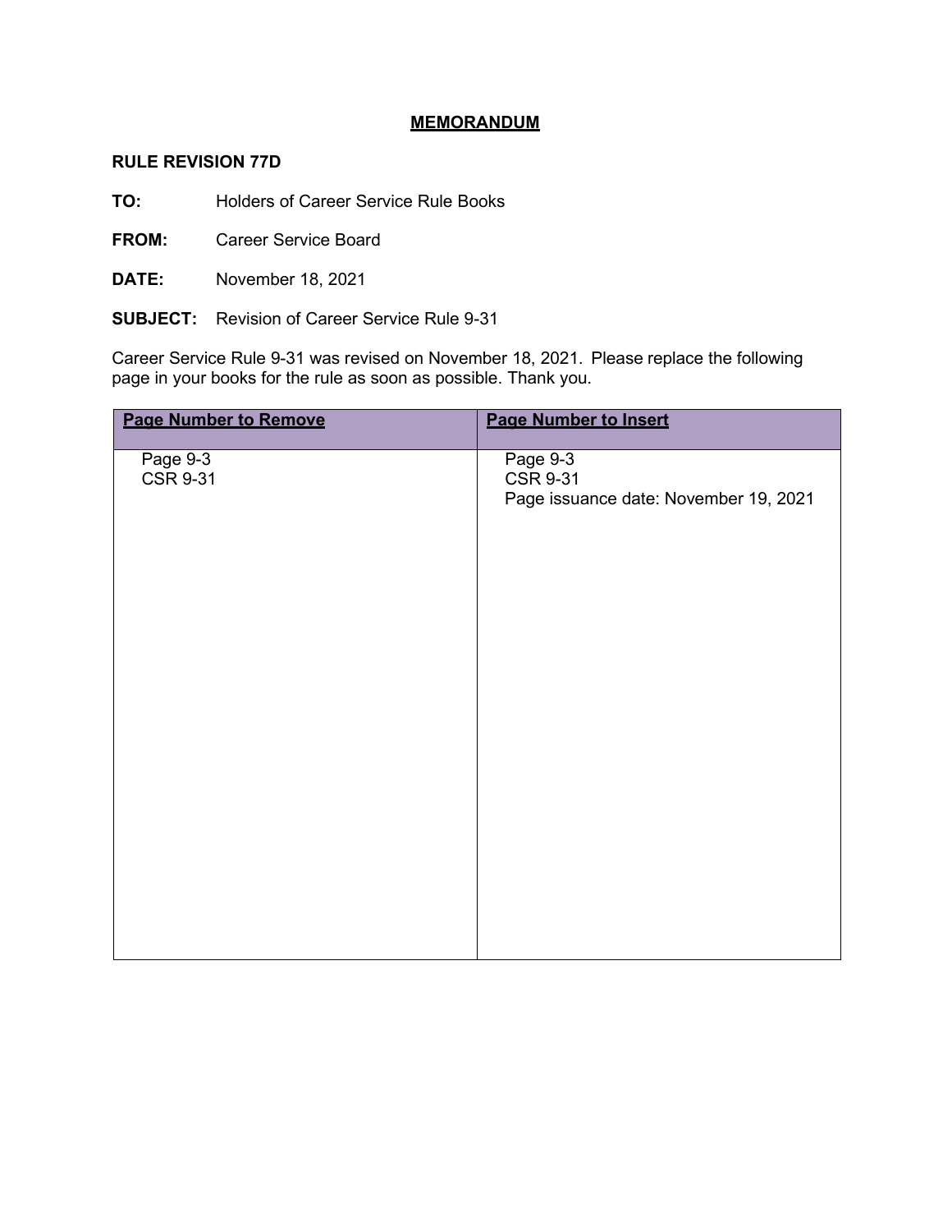# MEMORANDUM

**RULE REVISION 77D**

**TO:** Holders of Career Service Rule Books

**FROM:** Career Service Board

**DATE:** November 18, 2021

**SUBJECT:** Revision of Career Service Rule 9-31

Career Service Rule 9-31 was revised on November 18, 2021. Please replace the following page in your books for the rule as soon as possible. Thank you.

| Page Number to Remove | Page Number to Insert |
| --- | --- |
| Page 9-3<br>CSR 9-31 | Page 9-3<br>CSR 9-31<br>Page issuance date: November 19, 2021 |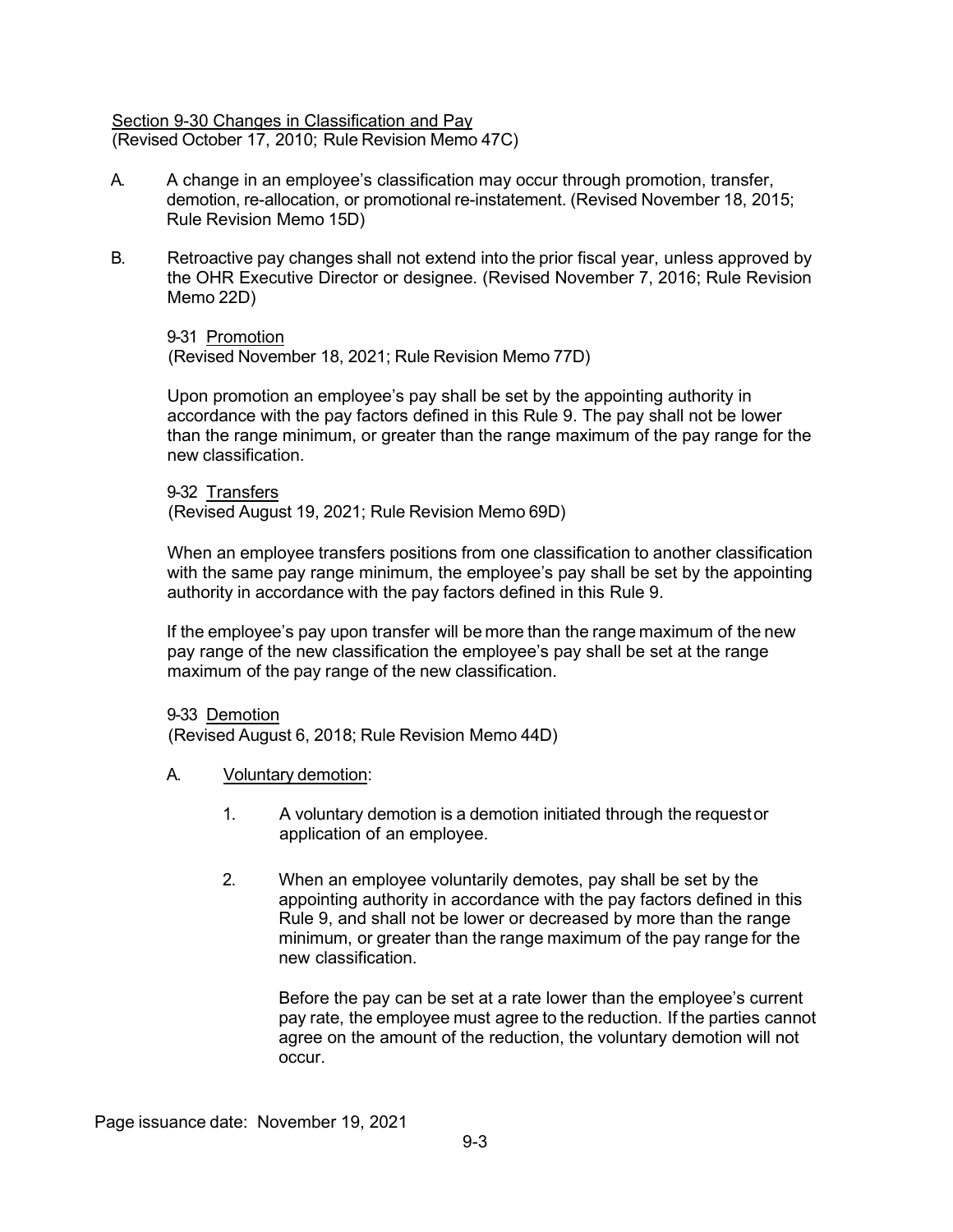Section 9-30 Changes in Classification and Pay
(Revised October 17, 2010; Rule Revision Memo 47C)

A. A change in an employee's classification may occur through promotion, transfer, demotion, re-allocation, or promotional re-instatement. (Revised November 18, 2015; Rule Revision Memo 15D)

B. Retroactive pay changes shall not extend into the prior fiscal year, unless approved by the OHR Executive Director or designee. (Revised November 7, 2016; Rule Revision Memo 22D)

9-31 Promotion
(Revised November 18, 2021; Rule Revision Memo 77D)

Upon promotion an employee's pay shall be set by the appointing authority in accordance with the pay factors defined in this Rule 9. The pay shall not be lower than the range minimum, or greater than the range maximum of the pay range for the new classification.

9-32 Transfers
(Revised August 19, 2021; Rule Revision Memo 69D)

When an employee transfers positions from one classification to another classification with the same pay range minimum, the employee's pay shall be set by the appointing authority in accordance with the pay factors defined in this Rule 9.

If the employee's pay upon transfer will be more than the range maximum of the new pay range of the new classification the employee's pay shall be set at the range maximum of the pay range of the new classification.

9-33 Demotion
(Revised August 6, 2018; Rule Revision Memo 44D)

A. Voluntary demotion:

1. A voluntary demotion is a demotion initiated through the request or application of an employee.

2. When an employee voluntarily demotes, pay shall be set by the appointing authority in accordance with the pay factors defined in this Rule 9, and shall not be lower or decreased by more than the range minimum, or greater than the range maximum of the pay range for the new classification.

   Before the pay can be set at a rate lower than the employee's current pay rate, the employee must agree to the reduction. If the parties cannot agree on the amount of the reduction, the voluntary demotion will not occur.

Page issuance date: November 19, 2021